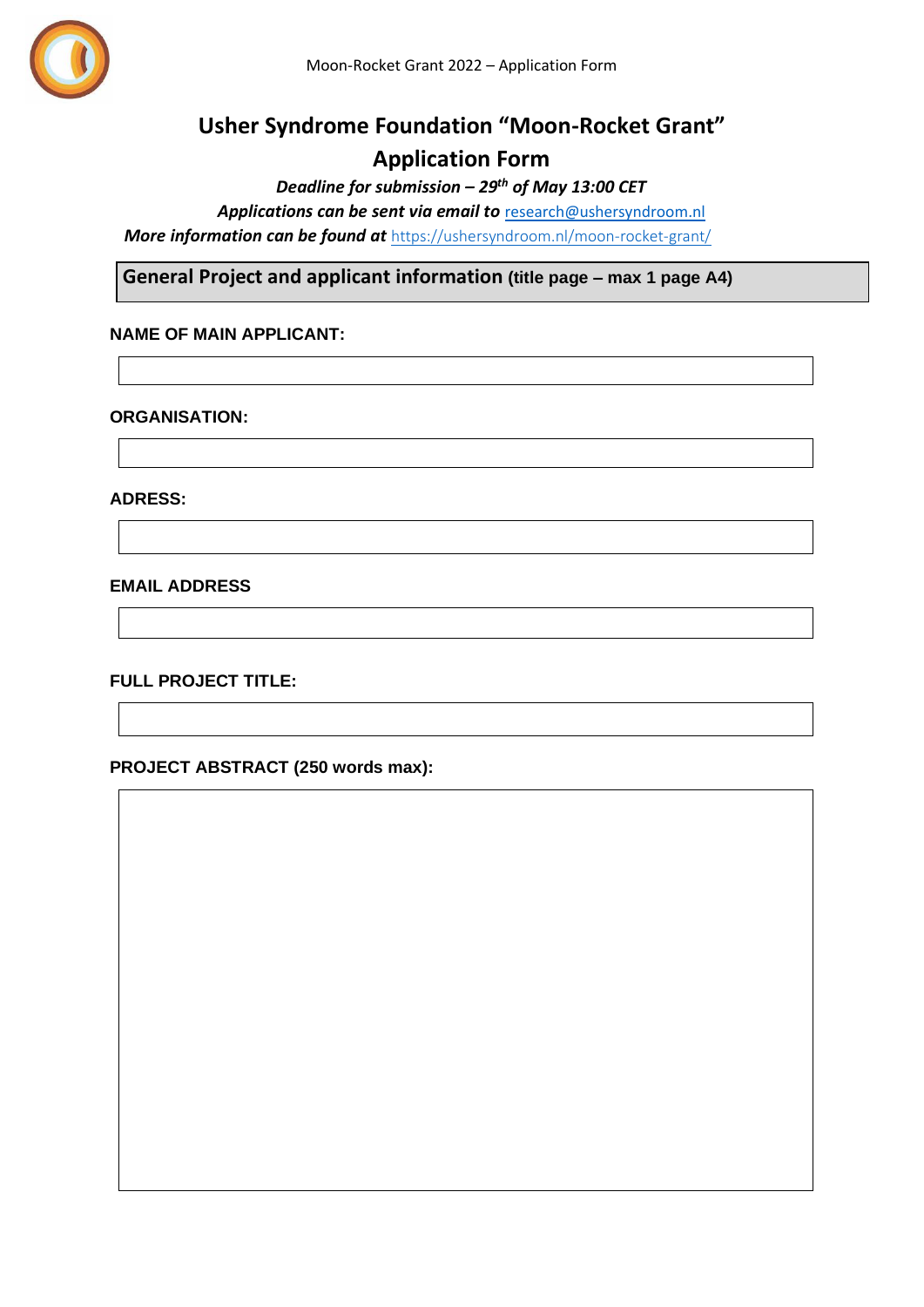# Usher Syndrome Foundation "Moon-Rocket Grant"

## Application Form

***Deadline for submission – 29th of May 13:00 CET***

***Applications can be sent via email to*** research@ushersyndroom.nl

***More information can be found at*** https://ushersyndroom.nl/moon-rocket-grant/

### General Project and applicant information (title page – max 1 page A4)

**NAME OF MAIN APPLICANT:**

**ORGANISATION:**

**ADRESS:**

**EMAIL ADDRESS**

**FULL PROJECT TITLE:**

**PROJECT ABSTRACT (250 words max):**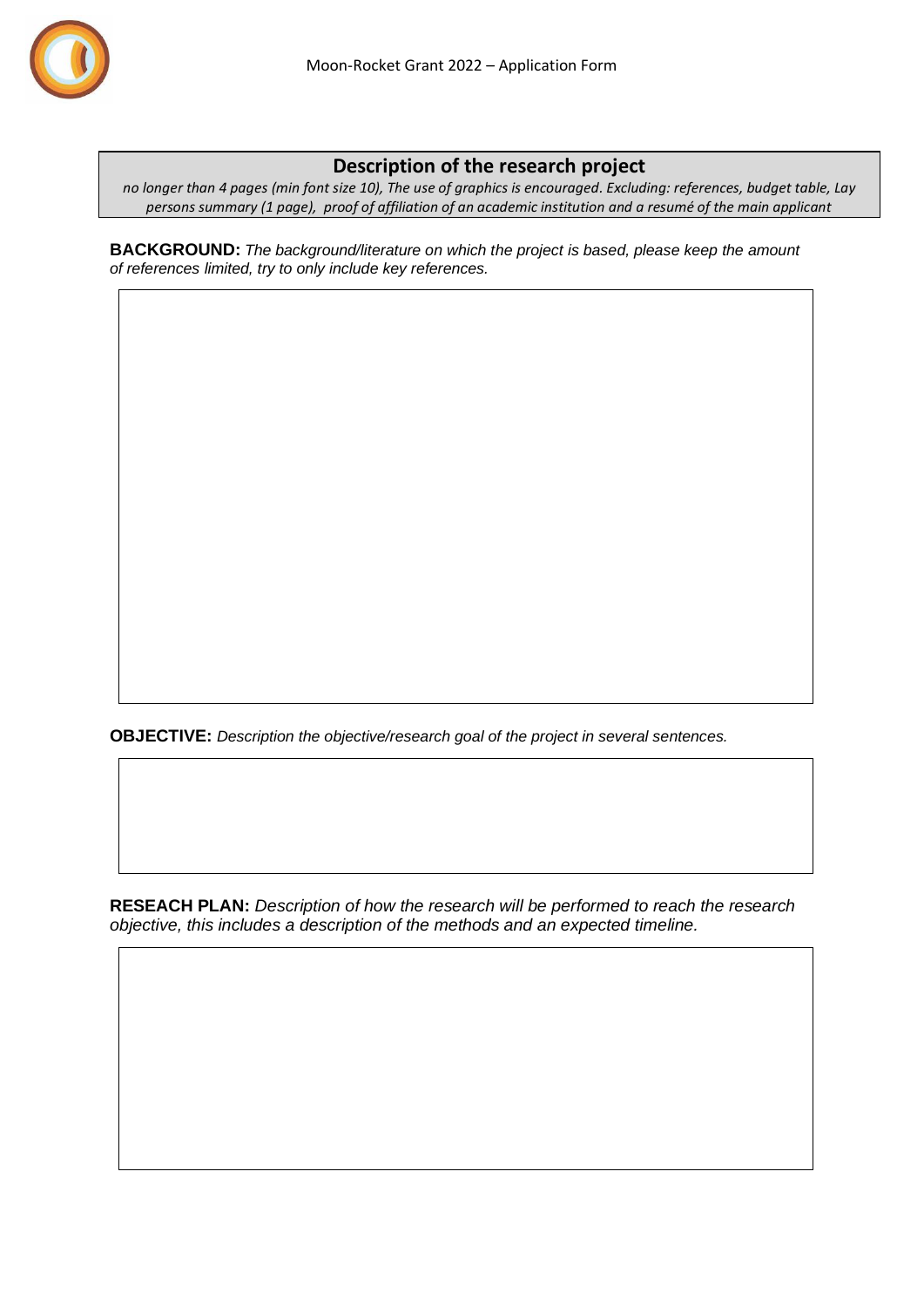## Description of the research project

*no longer than 4 pages (min font size 10), The use of graphics is encouraged. Excluding: references, budget table, Lay persons summary (1 page), proof of affiliation of an academic institution and a resumé of the main applicant*

**BACKGROUND:** *The background/literature on which the project is based, please keep the amount of references limited, try to only include key references.*

**OBJECTIVE:** *Description the objective/research goal of the project in several sentences.*

**RESEACH PLAN:** *Description of how the research will be performed to reach the research objective, this includes a description of the methods and an expected timeline.*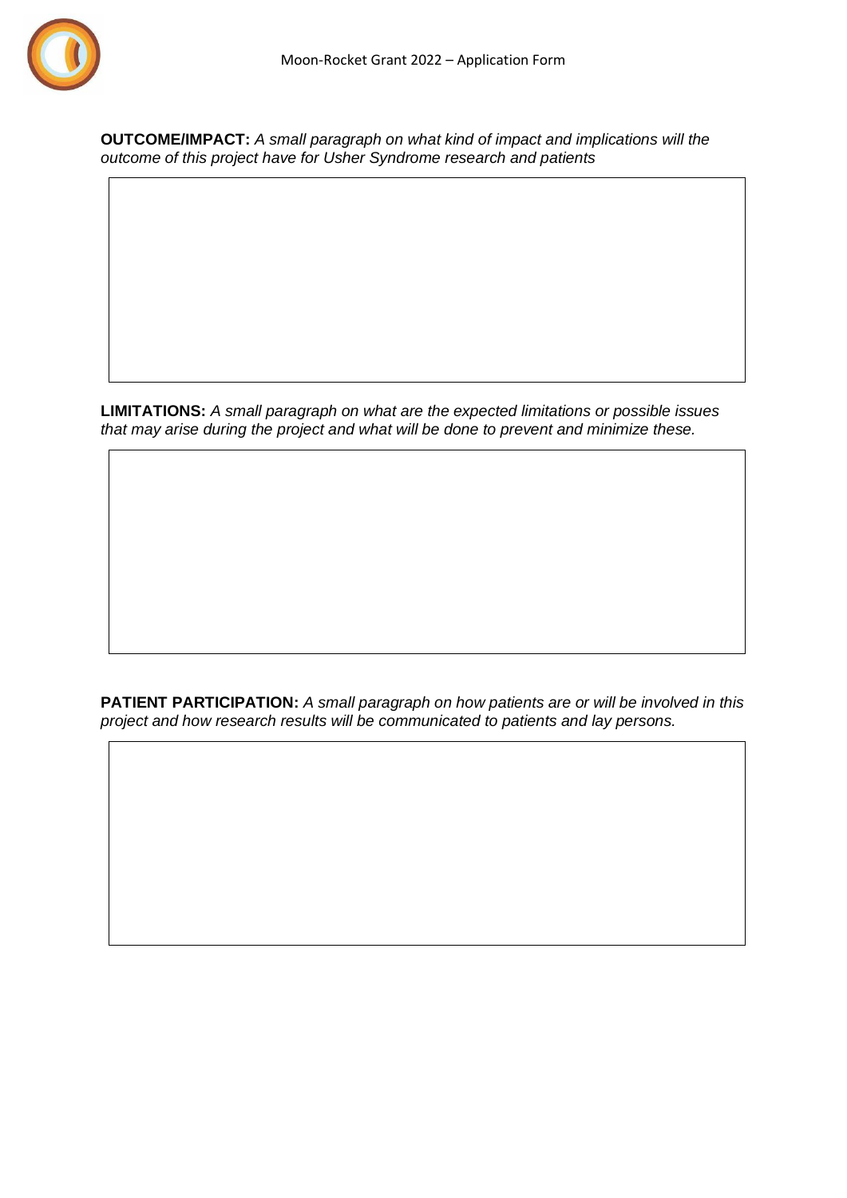**OUTCOME/IMPACT:** *A small paragraph on what kind of impact and implications will the outcome of this project have for Usher Syndrome research and patients*

**LIMITATIONS:** *A small paragraph on what are the expected limitations or possible issues that may arise during the project and what will be done to prevent and minimize these.*

**PATIENT PARTICIPATION:** *A small paragraph on how patients are or will be involved in this project and how research results will be communicated to patients and lay persons.*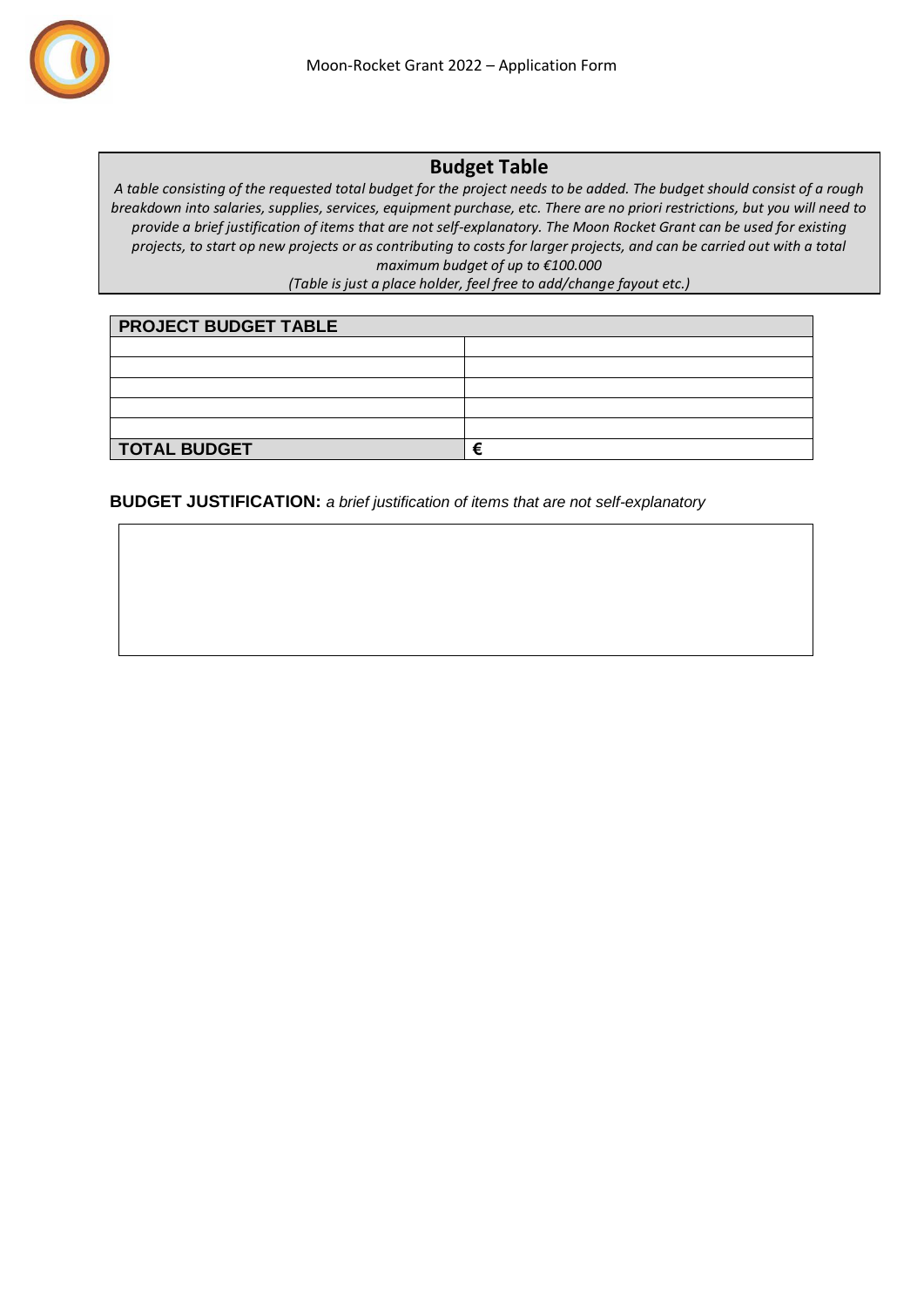## Budget Table

*A table consisting of the requested total budget for the project needs to be added. The budget should consist of a rough breakdown into salaries, supplies, services, equipment purchase, etc. There are no priori restrictions, but you will need to provide a brief justification of items that are not self-explanatory. The Moon Rocket Grant can be used for existing projects, to start op new projects or as contributing to costs for larger projects, and can be carried out with a total maximum budget of up to €100.000*

*(Table is just a place holder, feel free to add/change fayout etc.)*

| PROJECT BUDGET TABLE | |
|---|---|
| | |
| | |
| | |
| | |
| | |
| **TOTAL BUDGET** | **€** |

**BUDGET JUSTIFICATION:** *a brief justification of items that are not self-explanatory*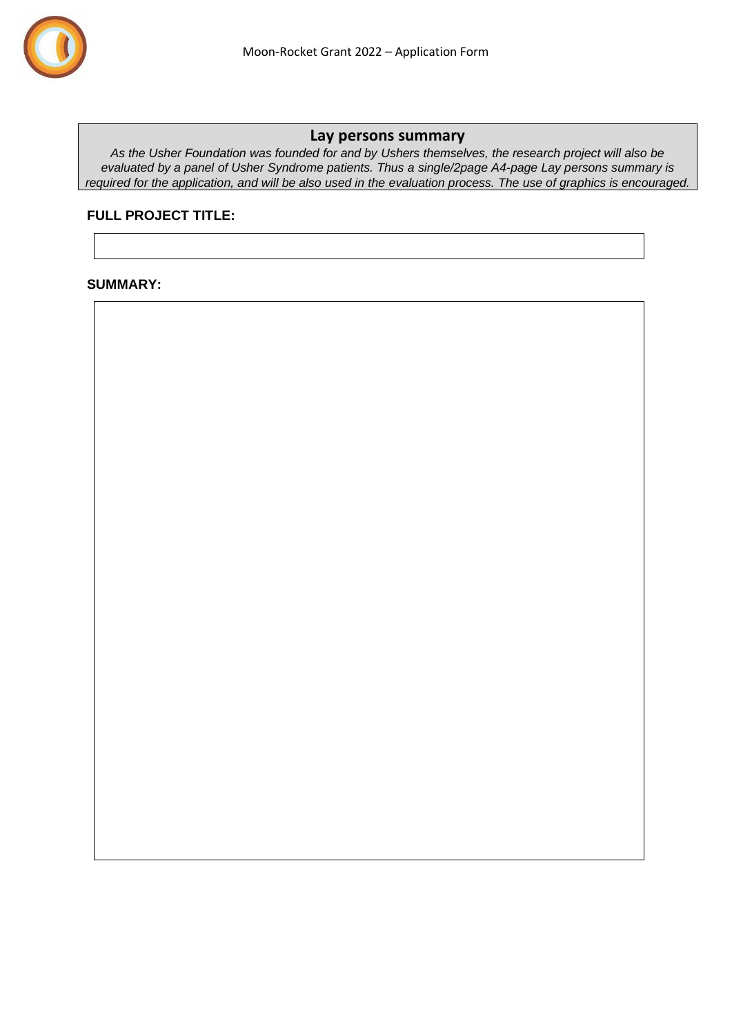## Lay persons summary

*As the Usher Foundation was founded for and by Ushers themselves, the research project will also be evaluated by a panel of Usher Syndrome patients. Thus a single/2page A4-page Lay persons summary is required for the application, and will be also used in the evaluation process. The use of graphics is encouraged.*

**FULL PROJECT TITLE:**

**SUMMARY:**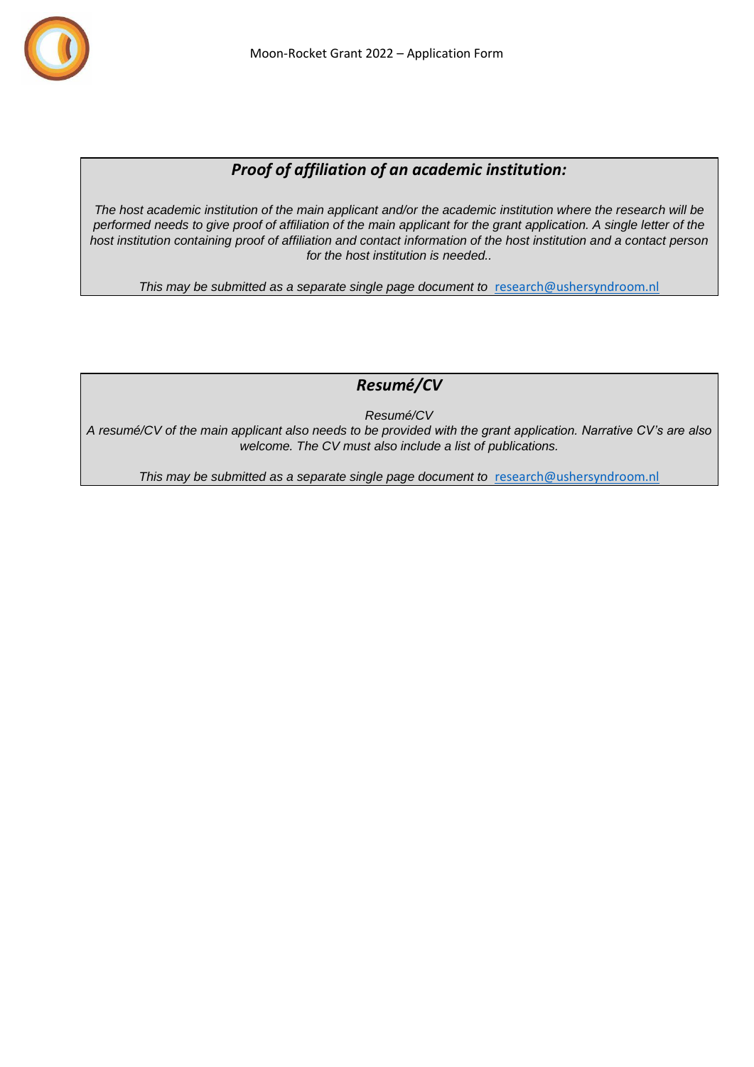## *Proof of affiliation of an academic institution:*

*The host academic institution of the main applicant and/or the academic institution where the research will be performed needs to give proof of affiliation of the main applicant for the grant application. A single letter of the host institution containing proof of affiliation and contact information of the host institution and a contact person for the host institution is needed..*

*This may be submitted as a separate single page document to* research@ushersyndroom.nl

## *Resumé/CV*

*Resumé/CV*

*A resumé/CV of the main applicant also needs to be provided with the grant application. Narrative CV's are also welcome. The CV must also include a list of publications.*

*This may be submitted as a separate single page document to* research@ushersyndroom.nl